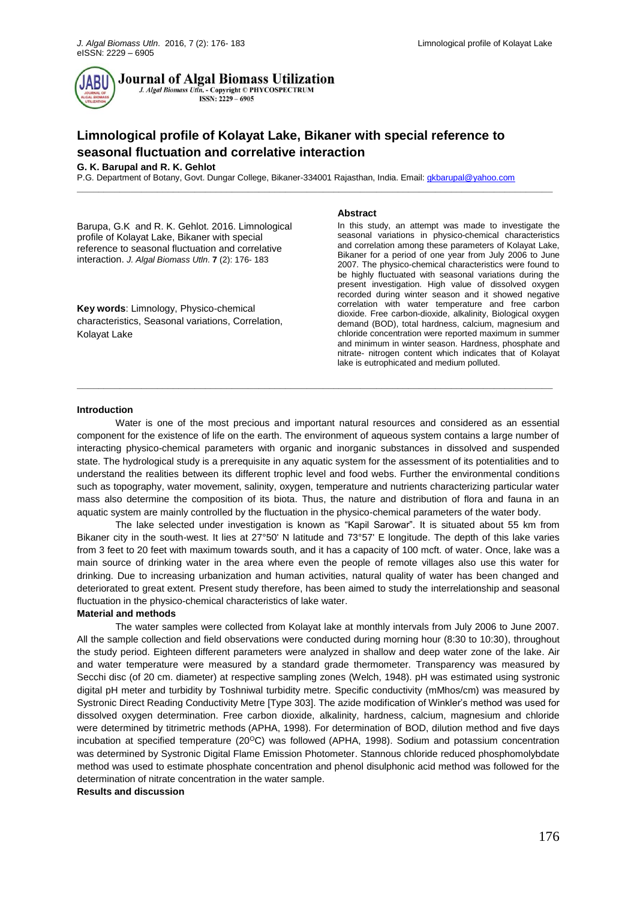Journal of Algal Biomass Utilization

J. Algal Biomass Utln. - Copyright © PHYCOSPECTRUM

ISSN: 2229 – 6905

# Limnological profile of Kolayat Lake, Bikaner with special reference to seasonal fluctuation and correlative interaction

**G. K. Barupal and R. K. Gehlot**

P.G. Department of Botany, Govt. Dungar College, Bikaner-334001 Rajasthan, India. Email: gkbarupal@yahoo.com

Barupa, G.K and R. K. Gehlot. 2016. Limnological profile of Kolayat Lake, Bikaner with special reference to seasonal fluctuation and correlative interaction. *J. Algal Biomass Utln.* **7** (2): 176- 183

**Key words**: Limnology, Physico-chemical characteristics, Seasonal variations, Correlation, Kolayat Lake

## Abstract

In this study, an attempt was made to investigate the seasonal variations in physico-chemical characteristics and correlation among these parameters of Kolayat Lake, Bikaner for a period of one year from July 2006 to June 2007. The physico-chemical characteristics were found to be highly fluctuated with seasonal variations during the present investigation. High value of dissolved oxygen recorded during winter season and it showed negative correlation with water temperature and free carbon dioxide. Free carbon-dioxide, alkalinity, Biological oxygen demand (BOD), total hardness, calcium, magnesium and chloride concentration were reported maximum in summer and minimum in winter season. Hardness, phosphate and nitrate- nitrogen content which indicates that of Kolayat lake is eutrophicated and medium polluted.

## Introduction

Water is one of the most precious and important natural resources and considered as an essential component for the existence of life on the earth. The environment of aqueous system contains a large number of interacting physico-chemical parameters with organic and inorganic substances in dissolved and suspended state. The hydrological study is a prerequisite in any aquatic system for the assessment of its potentialities and to understand the realities between its different trophic level and food webs. Further the environmental conditions such as topography, water movement, salinity, oxygen, temperature and nutrients characterizing particular water mass also determine the composition of its biota. Thus, the nature and distribution of flora and fauna in an aquatic system are mainly controlled by the fluctuation in the physico-chemical parameters of the water body.

The lake selected under investigation is known as "Kapil Sarowar". It is situated about 55 km from Bikaner city in the south-west. It lies at 27°50' N latitude and 73°57' E longitude. The depth of this lake varies from 3 feet to 20 feet with maximum towards south, and it has a capacity of 100 mcft. of water. Once, lake was a main source of drinking water in the area where even the people of remote villages also use this water for drinking. Due to increasing urbanization and human activities, natural quality of water has been changed and deteriorated to great extent. Present study therefore, has been aimed to study the interrelationship and seasonal fluctuation in the physico-chemical characteristics of lake water.

## Material and methods

The water samples were collected from Kolayat lake at monthly intervals from July 2006 to June 2007. All the sample collection and field observations were conducted during morning hour (8:30 to 10:30), throughout the study period. Eighteen different parameters were analyzed in shallow and deep water zone of the lake. Air and water temperature were measured by a standard grade thermometer. Transparency was measured by Secchi disc (of 20 cm. diameter) at respective sampling zones (Welch, 1948). pH was estimated using systronic digital pH meter and turbidity by Toshniwal turbidity metre. Specific conductivity (mMhos/cm) was measured by Systronic Direct Reading Conductivity Metre [Type 303]. The azide modification of Winkler's method was used for dissolved oxygen determination. Free carbon dioxide, alkalinity, hardness, calcium, magnesium and chloride were determined by titrimetric methods (APHA, 1998). For determination of BOD, dilution method and five days incubation at specified temperature ($20^{O}C$) was followed (APHA, 1998). Sodium and potassium concentration was determined by Systronic Digital Flame Emission Photometer. Stannous chloride reduced phosphomolybdate method was used to estimate phosphate concentration and phenol disulphonic acid method was followed for the determination of nitrate concentration in the water sample.

## Results and discussion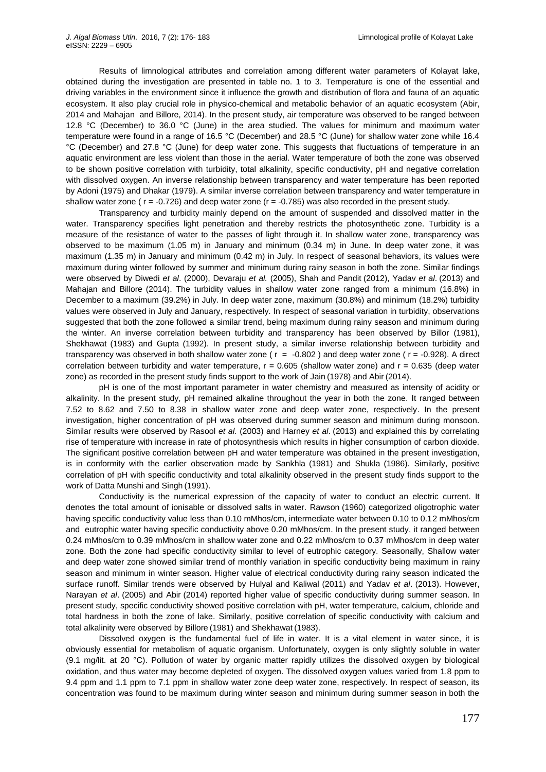Results of limnological attributes and correlation among different water parameters of Kolayat lake, obtained during the investigation are presented in table no. 1 to 3. Temperature is one of the essential and driving variables in the environment since it influence the growth and distribution of flora and fauna of an aquatic ecosystem. It also play crucial role in physico-chemical and metabolic behavior of an aquatic ecosystem (Abir, 2014 and Mahajan and Billore, 2014). In the present study, air temperature was observed to be ranged between 12.8 °C (December) to 36.0 °C (June) in the area studied. The values for minimum and maximum water temperature were found in a range of 16.5 °C (December) and 28.5 °C (June) for shallow water zone while 16.4 °C (December) and 27.8 °C (June) for deep water zone. This suggests that fluctuations of temperature in an aquatic environment are less violent than those in the aerial. Water temperature of both the zone was observed to be shown positive correlation with turbidity, total alkalinity, specific conductivity, pH and negative correlation with dissolved oxygen. An inverse relationship between transparency and water temperature has been reported by Adoni (1975) and Dhakar (1979). A similar inverse correlation between transparency and water temperature in shallow water zone ( $r = -0.726$) and deep water zone ($r = -0.785$) was also recorded in the present study.

Transparency and turbidity mainly depend on the amount of suspended and dissolved matter in the water. Transparency specifies light penetration and thereby restricts the photosynthetic zone. Turbidity is a measure of the resistance of water to the passes of light through it. In shallow water zone, transparency was observed to be maximum (1.05 m) in January and minimum (0.34 m) in June. In deep water zone, it was maximum (1.35 m) in January and minimum (0.42 m) in July. In respect of seasonal behaviors, its values were maximum during winter followed by summer and minimum during rainy season in both the zone. Similar findings were observed by Diwedi *et al*. (2000), Devaraju *et al.* (2005), Shah and Pandit (2012), Yadav *et al*. (2013) and Mahajan and Billore (2014). The turbidity values in shallow water zone ranged from a minimum (16.8%) in December to a maximum (39.2%) in July. In deep water zone, maximum (30.8%) and minimum (18.2%) turbidity values were observed in July and January, respectively. In respect of seasonal variation in turbidity, observations suggested that both the zone followed a similar trend, being maximum during rainy season and minimum during the winter. An inverse correlation between turbidity and transparency has been observed by Billor (1981), Shekhawat (1983) and Gupta (1992). In present study, a similar inverse relationship between turbidity and transparency was observed in both shallow water zone ( $r = -0.802$ ) and deep water zone ( $r = -0.928$). A direct correlation between turbidity and water temperature, $r = 0.605$ (shallow water zone) and $r = 0.635$ (deep water zone) as recorded in the present study finds support to the work of Jain (1978) and Abir (2014).

pH is one of the most important parameter in water chemistry and measured as intensity of acidity or alkalinity. In the present study, pH remained alkaline throughout the year in both the zone. It ranged between 7.52 to 8.62 and 7.50 to 8.38 in shallow water zone and deep water zone, respectively. In the present investigation, higher concentration of pH was observed during summer season and minimum during monsoon. Similar results were observed by Rasool *et al.* (2003) and Harney *et al*. (2013) and explained this by correlating rise of temperature with increase in rate of photosynthesis which results in higher consumption of carbon dioxide. The significant positive correlation between pH and water temperature was obtained in the present investigation, is in conformity with the earlier observation made by Sankhla (1981) and Shukla (1986). Similarly, positive correlation of pH with specific conductivity and total alkalinity observed in the present study finds support to the work of Datta Munshi and Singh (1991).

Conductivity is the numerical expression of the capacity of water to conduct an electric current. It denotes the total amount of ionisable or dissolved salts in water. Rawson (1960) categorized oligotrophic water having specific conductivity value less than 0.10 mMhos/cm, intermediate water between 0.10 to 0.12 mMhos/cm and eutrophic water having specific conductivity above 0.20 mMhos/cm. In the present study, it ranged between 0.24 mMhos/cm to 0.39 mMhos/cm in shallow water zone and 0.22 mMhos/cm to 0.37 mMhos/cm in deep water zone. Both the zone had specific conductivity similar to level of eutrophic category. Seasonally, Shallow water and deep water zone showed similar trend of monthly variation in specific conductivity being maximum in rainy season and minimum in winter season. Higher value of electrical conductivity during rainy season indicated the surface runoff. Similar trends were observed by Hulyal and Kaliwal (2011) and Yadav *et al*. (2013). However, Narayan *et al*. (2005) and Abir (2014) reported higher value of specific conductivity during summer season. In present study, specific conductivity showed positive correlation with pH, water temperature, calcium, chloride and total hardness in both the zone of lake. Similarly, positive correlation of specific conductivity with calcium and total alkalinity were observed by Billore (1981) and Shekhawat (1983).

Dissolved oxygen is the fundamental fuel of life in water. It is a vital element in water since, it is obviously essential for metabolism of aquatic organism. Unfortunately, oxygen is only slightly soluble in water (9.1 mg/lit. at 20 °C). Pollution of water by organic matter rapidly utilizes the dissolved oxygen by biological oxidation, and thus water may become depleted of oxygen. The dissolved oxygen values varied from 1.8 ppm to 9.4 ppm and 1.1 ppm to 7.1 ppm in shallow water zone deep water zone, respectively. In respect of season, its concentration was found to be maximum during winter season and minimum during summer season in both the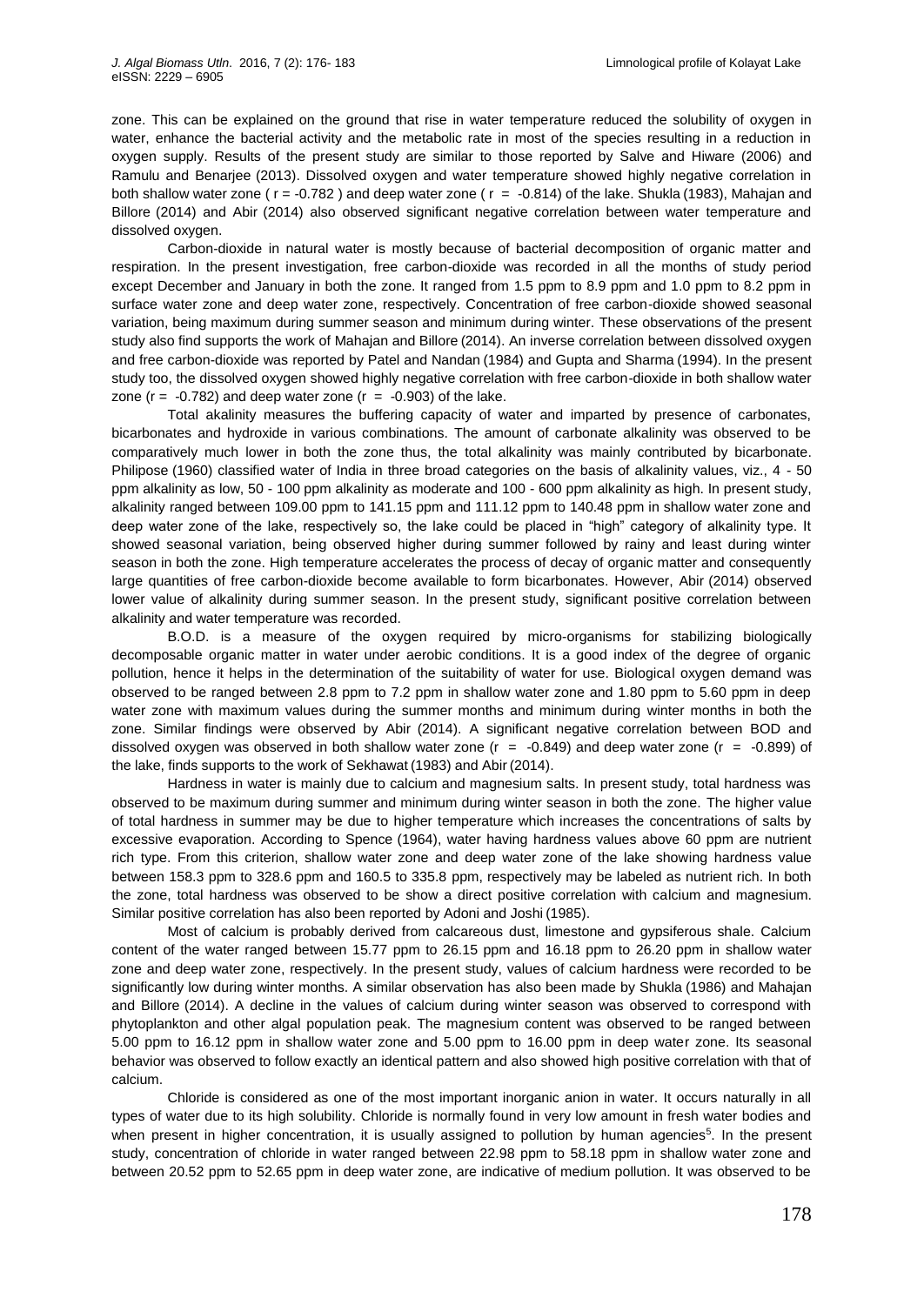zone. This can be explained on the ground that rise in water temperature reduced the solubility of oxygen in water, enhance the bacterial activity and the metabolic rate in most of the species resulting in a reduction in oxygen supply. Results of the present study are similar to those reported by Salve and Hiware (2006) and Ramulu and Benarjee (2013). Dissolved oxygen and water temperature showed highly negative correlation in both shallow water zone ( $r = -0.782$ ) and deep water zone ( $r = -0.814$) of the lake. Shukla (1983), Mahajan and Billore (2014) and Abir (2014) also observed significant negative correlation between water temperature and dissolved oxygen.

Carbon-dioxide in natural water is mostly because of bacterial decomposition of organic matter and respiration. In the present investigation, free carbon-dioxide was recorded in all the months of study period except December and January in both the zone. It ranged from 1.5 ppm to 8.9 ppm and 1.0 ppm to 8.2 ppm in surface water zone and deep water zone, respectively. Concentration of free carbon-dioxide showed seasonal variation, being maximum during summer season and minimum during winter. These observations of the present study also find supports the work of Mahajan and Billore (2014). An inverse correlation between dissolved oxygen and free carbon-dioxide was reported by Patel and Nandan (1984) and Gupta and Sharma (1994). In the present study too, the dissolved oxygen showed highly negative correlation with free carbon-dioxide in both shallow water zone ($r = -0.782$) and deep water zone ($r = -0.903$) of the lake.

Total akalinity measures the buffering capacity of water and imparted by presence of carbonates, bicarbonates and hydroxide in various combinations. The amount of carbonate alkalinity was observed to be comparatively much lower in both the zone thus, the total alkalinity was mainly contributed by bicarbonate. Philipose (1960) classified water of India in three broad categories on the basis of alkalinity values, viz., 4 - 50 ppm alkalinity as low, 50 - 100 ppm alkalinity as moderate and 100 - 600 ppm alkalinity as high. In present study, alkalinity ranged between 109.00 ppm to 141.15 ppm and 111.12 ppm to 140.48 ppm in shallow water zone and deep water zone of the lake, respectively so, the lake could be placed in "high" category of alkalinity type. It showed seasonal variation, being observed higher during summer followed by rainy and least during winter season in both the zone. High temperature accelerates the process of decay of organic matter and consequently large quantities of free carbon-dioxide become available to form bicarbonates. However, Abir (2014) observed lower value of alkalinity during summer season. In the present study, significant positive correlation between alkalinity and water temperature was recorded.

B.O.D. is a measure of the oxygen required by micro-organisms for stabilizing biologically decomposable organic matter in water under aerobic conditions. It is a good index of the degree of organic pollution, hence it helps in the determination of the suitability of water for use. Biological oxygen demand was observed to be ranged between 2.8 ppm to 7.2 ppm in shallow water zone and 1.80 ppm to 5.60 ppm in deep water zone with maximum values during the summer months and minimum during winter months in both the zone. Similar findings were observed by Abir (2014). A significant negative correlation between BOD and dissolved oxygen was observed in both shallow water zone ($r = -0.849$) and deep water zone ($r = -0.899$) of the lake, finds supports to the work of Sekhawat (1983) and Abir (2014).

Hardness in water is mainly due to calcium and magnesium salts. In present study, total hardness was observed to be maximum during summer and minimum during winter season in both the zone. The higher value of total hardness in summer may be due to higher temperature which increases the concentrations of salts by excessive evaporation. According to Spence (1964), water having hardness values above 60 ppm are nutrient rich type. From this criterion, shallow water zone and deep water zone of the lake showing hardness value between 158.3 ppm to 328.6 ppm and 160.5 to 335.8 ppm, respectively may be labeled as nutrient rich. In both the zone, total hardness was observed to be show a direct positive correlation with calcium and magnesium. Similar positive correlation has also been reported by Adoni and Joshi (1985).

Most of calcium is probably derived from calcareous dust, limestone and gypsiferous shale. Calcium content of the water ranged between 15.77 ppm to 26.15 ppm and 16.18 ppm to 26.20 ppm in shallow water zone and deep water zone, respectively. In the present study, values of calcium hardness were recorded to be significantly low during winter months. A similar observation has also been made by Shukla (1986) and Mahajan and Billore (2014). A decline in the values of calcium during winter season was observed to correspond with phytoplankton and other algal population peak. The magnesium content was observed to be ranged between 5.00 ppm to 16.12 ppm in shallow water zone and 5.00 ppm to 16.00 ppm in deep water zone. Its seasonal behavior was observed to follow exactly an identical pattern and also showed high positive correlation with that of calcium.

Chloride is considered as one of the most important inorganic anion in water. It occurs naturally in all types of water due to its high solubility. Chloride is normally found in very low amount in fresh water bodies and when present in higher concentration, it is usually assigned to pollution by human agencies[5]. In the present study, concentration of chloride in water ranged between 22.98 ppm to 58.18 ppm in shallow water zone and between 20.52 ppm to 52.65 ppm in deep water zone, are indicative of medium pollution. It was observed to be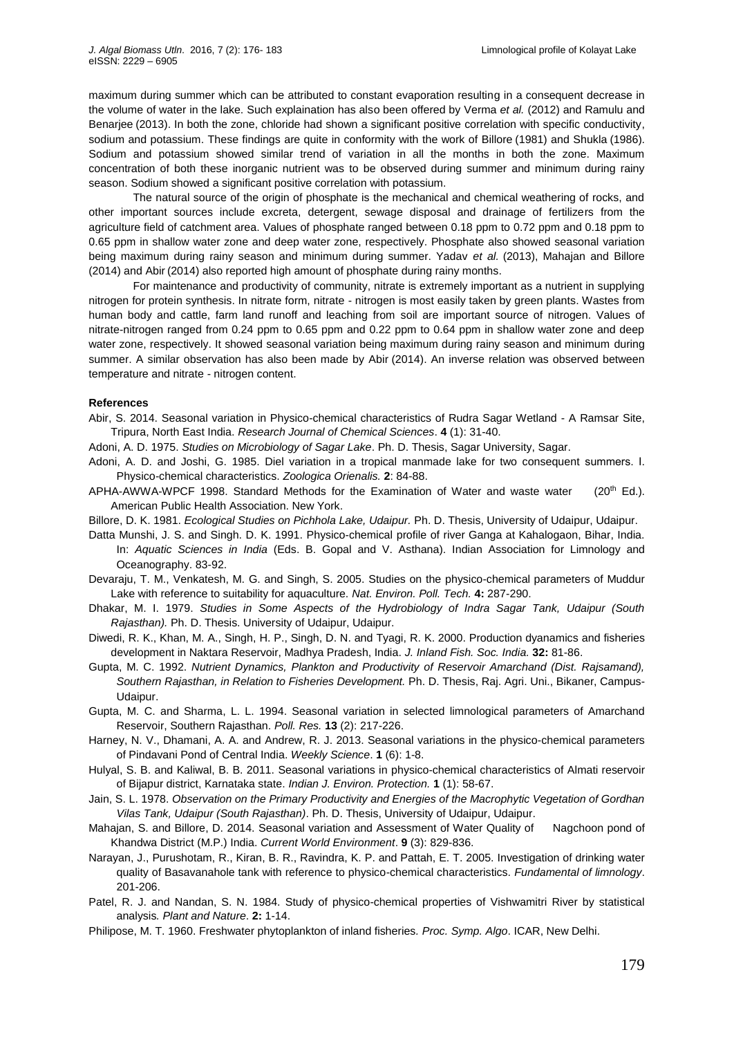maximum during summer which can be attributed to constant evaporation resulting in a consequent decrease in the volume of water in the lake. Such explaination has also been offered by Verma *et al.* (2012) and Ramulu and Benarjee (2013). In both the zone, chloride had shown a significant positive correlation with specific conductivity, sodium and potassium. These findings are quite in conformity with the work of Billore (1981) and Shukla (1986). Sodium and potassium showed similar trend of variation in all the months in both the zone. Maximum concentration of both these inorganic nutrient was to be observed during summer and minimum during rainy season. Sodium showed a significant positive correlation with potassium.

The natural source of the origin of phosphate is the mechanical and chemical weathering of rocks, and other important sources include excreta, detergent, sewage disposal and drainage of fertilizers from the agriculture field of catchment area. Values of phosphate ranged between 0.18 ppm to 0.72 ppm and 0.18 ppm to 0.65 ppm in shallow water zone and deep water zone, respectively. Phosphate also showed seasonal variation being maximum during rainy season and minimum during summer. Yadav *et al.* (2013), Mahajan and Billore (2014) and Abir (2014) also reported high amount of phosphate during rainy months.

For maintenance and productivity of community, nitrate is extremely important as a nutrient in supplying nitrogen for protein synthesis. In nitrate form, nitrate - nitrogen is most easily taken by green plants. Wastes from human body and cattle, farm land runoff and leaching from soil are important source of nitrogen. Values of nitrate-nitrogen ranged from 0.24 ppm to 0.65 ppm and 0.22 ppm to 0.64 ppm in shallow water zone and deep water zone, respectively. It showed seasonal variation being maximum during rainy season and minimum during summer. A similar observation has also been made by Abir (2014). An inverse relation was observed between temperature and nitrate - nitrogen content.

**References**

Abir, S. 2014. Seasonal variation in Physico-chemical characteristics of Rudra Sagar Wetland - A Ramsar Site, Tripura, North East India. *Research Journal of Chemical Sciences*. **4** (1): 31-40.

Adoni, A. D. 1975. *Studies on Microbiology of Sagar Lake*. Ph. D. Thesis, Sagar University, Sagar.

Adoni, A. D. and Joshi, G. 1985. Diel variation in a tropical manmade lake for two consequent summers. I. Physico-chemical characteristics. *Zoologica Orienalis.* **2**: 84-88.

APHA-AWWA-WPCF 1998. Standard Methods for the Examination of Water and waste water (20th Ed.). American Public Health Association. New York.

Billore, D. K. 1981. *Ecological Studies on Pichhola Lake, Udaipur.* Ph. D. Thesis, University of Udaipur, Udaipur.

Datta Munshi, J. S. and Singh. D. K. 1991. Physico-chemical profile of river Ganga at Kahalogaon, Bihar, India. In: *Aquatic Sciences in India* (Eds. B. Gopal and V. Asthana). Indian Association for Limnology and Oceanography. 83-92.

Devaraju, T. M., Venkatesh, M. G. and Singh, S. 2005. Studies on the physico-chemical parameters of Muddur Lake with reference to suitability for aquaculture. *Nat. Environ. Poll. Tech.* **4:** 287-290.

Dhakar, M. I. 1979. *Studies in Some Aspects of the Hydrobiology of Indra Sagar Tank, Udaipur (South Rajasthan).* Ph. D. Thesis. University of Udaipur, Udaipur.

Diwedi, R. K., Khan, M. A., Singh, H. P., Singh, D. N. and Tyagi, R. K. 2000. Production dyanamics and fisheries development in Naktara Reservoir, Madhya Pradesh, India. *J. Inland Fish. Soc. India.* **32:** 81-86.

Gupta, M. C. 1992. *Nutrient Dynamics, Plankton and Productivity of Reservoir Amarchand (Dist. Rajsamand), Southern Rajasthan, in Relation to Fisheries Development.* Ph. D. Thesis, Raj. Agri. Uni., Bikaner, Campus-Udaipur.

Gupta, M. C. and Sharma, L. L. 1994. Seasonal variation in selected limnological parameters of Amarchand Reservoir, Southern Rajasthan. *Poll. Res.* **13** (2): 217-226.

Harney, N. V., Dhamani, A. A. and Andrew, R. J. 2013. Seasonal variations in the physico-chemical parameters of Pindavani Pond of Central India. *Weekly Science*. **1** (6): 1-8.

Hulyal, S. B. and Kaliwal, B. B. 2011. Seasonal variations in physico-chemical characteristics of Almati reservoir of Bijapur district, Karnataka state. *Indian J. Environ. Protection.* **1** (1): 58-67.

Jain, S. L. 1978. *Observation on the Primary Productivity and Energies of the Macrophytic Vegetation of Gordhan Vilas Tank, Udaipur (South Rajasthan)*. Ph. D. Thesis, University of Udaipur, Udaipur.

Mahajan, S. and Billore, D. 2014. Seasonal variation and Assessment of Water Quality of Nagchoon pond of Khandwa District (M.P.) India. *Current World Environment*. **9** (3): 829-836.

Narayan, J., Purushotam, R., Kiran, B. R., Ravindra, K. P. and Pattah, E. T. 2005. Investigation of drinking water quality of Basavanahole tank with reference to physico-chemical characteristics. *Fundamental of limnology*. 201-206.

Patel, R. J. and Nandan, S. N. 1984. Study of physico-chemical properties of Vishwamitri River by statistical analysis*. Plant and Nature*. **2:** 1-14.

Philipose, M. T. 1960. Freshwater phytoplankton of inland fisheries*. Proc. Symp. Algo*. ICAR, New Delhi.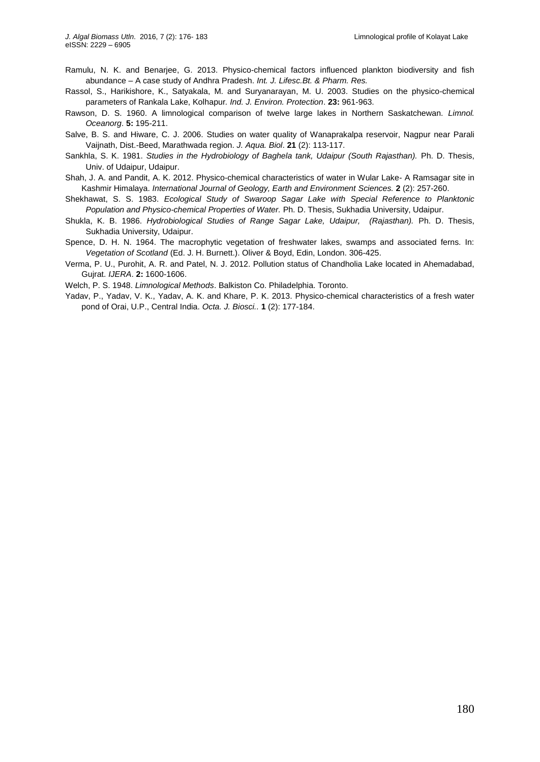Ramulu, N. K. and Benarjee, G. 2013. Physico-chemical factors influenced plankton biodiversity and fish abundance – A case study of Andhra Pradesh. *Int. J. Lifesc.Bt. & Pharm. Res.*

Rassol, S., Harikishore, K., Satyakala, M. and Suryanarayan, M. U. 2003. Studies on the physico-chemical parameters of Rankala Lake, Kolhapur. *Ind. J. Environ. Protection*. **23:** 961-963.

Rawson, D. S. 1960. A limnological comparison of twelve large lakes in Northern Saskatchewan. *Limnol. Oceanorg*. **5:** 195-211.

Salve, B. S. and Hiware, C. J. 2006. Studies on water quality of Wanaprakalpa reservoir, Nagpur near Parali Vaijnath, Dist.-Beed, Marathwada region. *J. Aqua. Biol*. **21** (2): 113-117.

Sankhla, S. K. 1981. *Studies in the Hydrobiology of Baghela tank, Udaipur (South Rajasthan).* Ph. D. Thesis, Univ. of Udaipur, Udaipur.

Shah, J. A. and Pandit, A. K. 2012. Physico-chemical characteristics of water in Wular Lake- A Ramsagar site in Kashmir Himalaya. *International Journal of Geology, Earth and Environment Sciences.* **2** (2): 257-260.

Shekhawat, S. S. 1983. *Ecological Study of Swaroop Sagar Lake with Special Reference to Planktonic Population and Physico-chemical Properties of Water.* Ph. D. Thesis, Sukhadia University, Udaipur.

Shukla, K. B. 1986. *Hydrobiological Studies of Range Sagar Lake, Udaipur, (Rajasthan).* Ph. D. Thesis, Sukhadia University, Udaipur.

Spence, D. H. N. 1964. The macrophytic vegetation of freshwater lakes, swamps and associated ferns. In: *Vegetation of Scotland* (Ed. J. H. Burnett.). Oliver & Boyd, Edin, London. 306-425.

Verma, P. U., Purohit, A. R. and Patel, N. J. 2012. Pollution status of Chandholia Lake located in Ahemadabad, Gujrat. *IJERA*. **2:** 1600-1606.

Welch, P. S. 1948. *Limnological Methods*. Balkiston Co. Philadelphia. Toronto.

Yadav, P., Yadav, V. K., Yadav, A. K. and Khare, P. K. 2013. Physico-chemical characteristics of a fresh water pond of Orai, U.P., Central India. *Octa. J. Biosci.*. **1** (2): 177-184.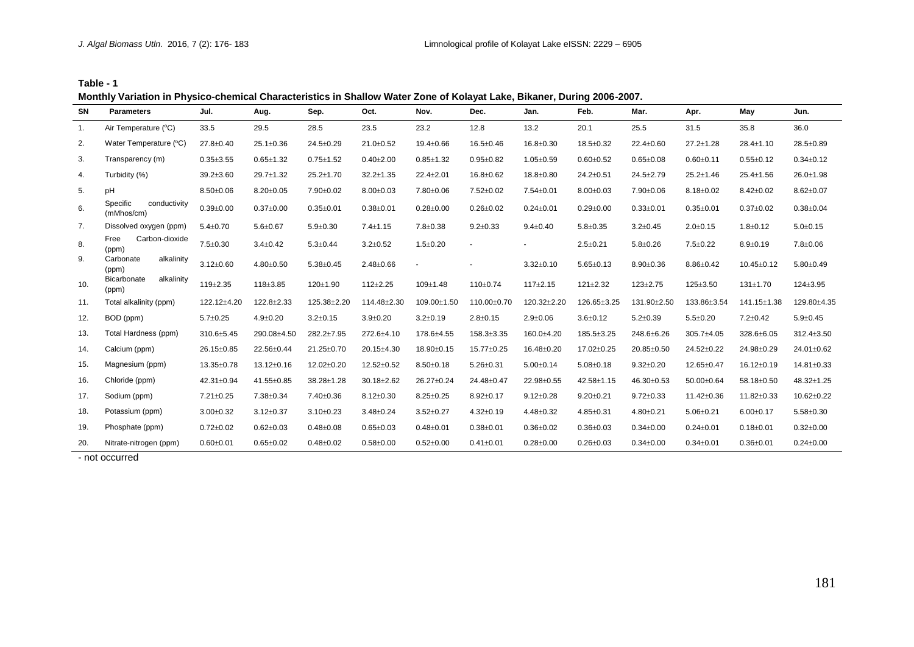**Table - 1**

**Monthly Variation in Physico-chemical Characteristics in Shallow Water Zone of Kolayat Lake, Bikaner, During 2006-2007.**

| SN | Parameters | Jul. | Aug. | Sep. | Oct. | Nov. | Dec. | Jan. | Feb. | Mar. | Apr. | May | Jun. |
|---|---|---|---|---|---|---|---|---|---|---|---|---|---|
| 1. | Air Temperature (°C) | 33.5 | 29.5 | 28.5 | 23.5 | 23.2 | 12.8 | 13.2 | 20.1 | 25.5 | 31.5 | 35.8 | 36.0 |
| 2. | Water Temperature (°C) | 27.8±0.40 | 25.1±0.36 | 24.5±0.29 | 21.0±0.52 | 19.4±0.66 | 16.5±0.46 | 16.8±0.30 | 18.5±0.32 | 22.4±0.60 | 27.2±1.28 | 28.4±1.10 | 28.5±0.89 |
| 3. | Transparency (m) | 0.35±3.55 | 0.65±1.32 | 0.75±1.52 | 0.40±2.00 | 0.85±1.32 | 0.95±0.82 | 1.05±0.59 | 0.60±0.52 | 0.65±0.08 | 0.60±0.11 | 0.55±0.12 | 0.34±0.12 |
| 4. | Turbidity (%) | 39.2±3.60 | 29.7±1.32 | 25.2±1.70 | 32.2±1.35 | 22.4±2.01 | 16.8±0.62 | 18.8±0.80 | 24.2±0.51 | 24.5±2.79 | 25.2±1.46 | 25.4±1.56 | 26.0±1.98 |
| 5. | pH | 8.50±0.06 | 8.20±0.05 | 7.90±0.02 | 8.00±0.03 | 7.80±0.06 | 7.52±0.02 | 7.54±0.01 | 8.00±0.03 | 7.90±0.06 | 8.18±0.02 | 8.42±0.02 | 8.62±0.07 |
| 6. | Specific conductivity (mMhos/cm) | 0.39±0.00 | 0.37±0.00 | 0.35±0.01 | 0.38±0.01 | 0.28±0.00 | 0.26±0.02 | 0.24±0.01 | 0.29±0.00 | 0.33±0.01 | 0.35±0.01 | 0.37±0.02 | 0.38±0.04 |
| 7. | Dissolved oxygen (ppm) | 5.4±0.70 | 5.6±0.67 | 5.9±0.30 | 7.4±1.15 | 7.8±0.38 | 9.2±0.33 | 9.4±0.40 | 5.8±0.35 | 3.2±0.45 | 2.0±0.15 | 1.8±0.12 | 5.0±0.15 |
| 8. | Free Carbon-dioxide (ppm) | 7.5±0.30 | 3.4±0.42 | 5.3±0.44 | 3.2±0.52 | 1.5±0.20 | - | - | 2.5±0.21 | 5.8±0.26 | 7.5±0.22 | 8.9±0.19 | 7.8±0.06 |
| 9. | Carbonate alkalinity (ppm) | 3.12±0.60 | 4.80±0.50 | 5.38±0.45 | 2.48±0.66 | - | - | 3.32±0.10 | 5.65±0.13 | 8.90±0.36 | 8.86±0.42 | 10.45±0.12 | 5.80±0.49 |
| 10. | Bicarbonate alkalinity (ppm) | 119±2.35 | 118±3.85 | 120±1.90 | 112±2.25 | 109±1.48 | 110±0.74 | 117±2.15 | 121±2.32 | 123±2.75 | 125±3.50 | 131±1.70 | 124±3.95 |
| 11. | Total alkalinity (ppm) | 122.12±4.20 | 122.8±2.33 | 125.38±2.20 | 114.48±2.30 | 109.00±1.50 | 110.00±0.70 | 120.32±2.20 | 126.65±3.25 | 131.90±2.50 | 133.86±3.54 | 141.15±1.38 | 129.80±4.35 |
| 12. | BOD (ppm) | 5.7±0.25 | 4.9±0.20 | 3.2±0.15 | 3.9±0.20 | 3.2±0.19 | 2.8±0.15 | 2.9±0.06 | 3.6±0.12 | 5.2±0.39 | 5.5±0.20 | 7.2±0.42 | 5.9±0.45 |
| 13. | Total Hardness (ppm) | 310.6±5.45 | 290.08±4.50 | 282.2±7.95 | 272.6±4.10 | 178.6±4.55 | 158.3±3.35 | 160.0±4.20 | 185.5±3.25 | 248.6±6.26 | 305.7±4.05 | 328.6±6.05 | 312.4±3.50 |
| 14. | Calcium (ppm) | 26.15±0.85 | 22.56±0.44 | 21.25±0.70 | 20.15±4.30 | 18.90±0.15 | 15.77±0.25 | 16.48±0.20 | 17.02±0.25 | 20.85±0.50 | 24.52±0.22 | 24.98±0.29 | 24.01±0.62 |
| 15. | Magnesium (ppm) | 13.35±0.78 | 13.12±0.16 | 12.02±0.20 | 12.52±0.52 | 8.50±0.18 | 5.26±0.31 | 5.00±0.14 | 5.08±0.18 | 9.32±0.20 | 12.65±0.47 | 16.12±0.19 | 14.81±0.33 |
| 16. | Chloride (ppm) | 42.31±0.94 | 41.55±0.85 | 38.28±1.28 | 30.18±2.62 | 26.27±0.24 | 24.48±0.47 | 22.98±0.55 | 42.58±1.15 | 46.30±0.53 | 50.00±0.64 | 58.18±0.50 | 48.32±1.25 |
| 17. | Sodium (ppm) | 7.21±0.25 | 7.38±0.34 | 7.40±0.36 | 8.12±0.30 | 8.25±0.25 | 8.92±0.17 | 9.12±0.28 | 9.20±0.21 | 9.72±0.33 | 11.42±0.36 | 11.82±0.33 | 10.62±0.22 |
| 18. | Potassium (ppm) | 3.00±0.32 | 3.12±0.37 | 3.10±0.23 | 3.48±0.24 | 3.52±0.27 | 4.32±0.19 | 4.48±0.32 | 4.85±0.31 | 4.80±0.21 | 5.06±0.21 | 6.00±0.17 | 5.58±0.30 |
| 19. | Phosphate (ppm) | 0.72±0.02 | 0.62±0.03 | 0.48±0.08 | 0.65±0.03 | 0.48±0.01 | 0.38±0.01 | 0.36±0.02 | 0.36±0.03 | 0.34±0.00 | 0.24±0.01 | 0.18±0.01 | 0.32±0.00 |
| 20. | Nitrate-nitrogen (ppm) | 0.60±0.01 | 0.65±0.02 | 0.48±0.02 | 0.58±0.00 | 0.52±0.00 | 0.41±0.01 | 0.28±0.00 | 0.26±0.03 | 0.34±0.00 | 0.34±0.01 | 0.36±0.01 | 0.24±0.00 |

- not occurred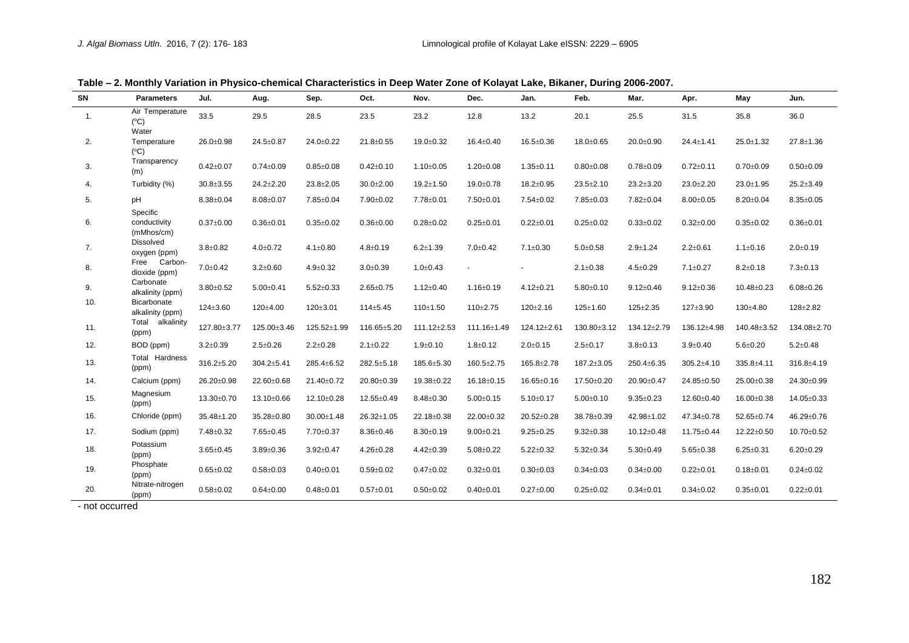**Table – 2. Monthly Variation in Physico-chemical Characteristics in Deep Water Zone of Kolayat Lake, Bikaner, During 2006-2007.**

| SN | Parameters | Jul. | Aug. | Sep. | Oct. | Nov. | Dec. | Jan. | Feb. | Mar. | Apr. | May | Jun. |
|---|---|---|---|---|---|---|---|---|---|---|---|---|---|
| 1. | Air Temperature (°C) | 33.5 | 29.5 | 28.5 | 23.5 | 23.2 | 12.8 | 13.2 | 20.1 | 25.5 | 31.5 | 35.8 | 36.0 |
| 2. | Water Temperature (°C) | 26.0±0.98 | 24.5±0.87 | 24.0±0.22 | 21.8±0.55 | 19.0±0.32 | 16.4±0.40 | 16.5±0.36 | 18.0±0.65 | 20.0±0.90 | 24.4±1.41 | 25.0±1.32 | 27.8±1.36 |
| 3. | Transparency (m) | 0.42±0.07 | 0.74±0.09 | 0.85±0.08 | 0.42±0.10 | 1.10±0.05 | 1.20±0.08 | 1.35±0.11 | 0.80±0.08 | 0.78±0.09 | 0.72±0.11 | 0.70±0.09 | 0.50±0.09 |
| 4. | Turbidity (%) | 30.8±3.55 | 24.2±2.20 | 23.8±2.05 | 30.0±2.00 | 19.2±1.50 | 19.0±0.78 | 18.2±0.95 | 23.5±2.10 | 23.2±3.20 | 23.0±2.20 | 23.0±1.95 | 25.2±3.49 |
| 5. | pH | 8.38±0.04 | 8.08±0.07 | 7.85±0.04 | 7.90±0.02 | 7.78±0.01 | 7.50±0.01 | 7.54±0.02 | 7.85±0.03 | 7.82±0.04 | 8.00±0.05 | 8.20±0.04 | 8.35±0.05 |
| 6. | Specific conductivity (mMhos/cm) | 0.37±0.00 | 0.36±0.01 | 0.35±0.02 | 0.36±0.00 | 0.28±0.02 | 0.25±0.01 | 0.22±0.01 | 0.25±0.02 | 0.33±0.02 | 0.32±0.00 | 0.35±0.02 | 0.36±0.01 |
| 7. | Dissolved oxygen (ppm) | 3.8±0.82 | 4.0±0.72 | 4.1±0.80 | 4.8±0.19 | 6.2±1.39 | 7.0±0.42 | 7.1±0.30 | 5.0±0.58 | 2.9±1.24 | 2.2±0.61 | 1.1±0.16 | 2.0±0.19 |
| 8. | Free Carbon-dioxide (ppm) | 7.0±0.42 | 3.2±0.60 | 4.9±0.32 | 3.0±0.39 | 1.0±0.43 | - | - | 2.1±0.38 | 4.5±0.29 | 7.1±0.27 | 8.2±0.18 | 7.3±0.13 |
| 9. | Carbonate alkalinity (ppm) | 3.80±0.52 | 5.00±0.41 | 5.52±0.33 | 2.65±0.75 | 1.12±0.40 | 1.16±0.19 | 4.12±0.21 | 5.80±0.10 | 9.12±0.46 | 9.12±0.36 | 10.48±0.23 | 6.08±0.26 |
| 10. | Bicarbonate alkalinity (ppm) | 124±3.60 | 120±4.00 | 120±3.01 | 114±5.45 | 110±1.50 | 110±2.75 | 120±2.16 | 125±1.60 | 125±2.35 | 127±3.90 | 130±4.80 | 128±2.82 |
| 11. | Total alkalinity (ppm) | 127.80±3.77 | 125.00±3.46 | 125.52±1.99 | 116.65±5.20 | 111.12±2.53 | 111.16±1.49 | 124.12±2.61 | 130.80±3.12 | 134.12±2.79 | 136.12±4.98 | 140.48±3.52 | 134.08±2.70 |
| 12. | BOD (ppm) | 3.2±0.39 | 2.5±0.26 | 2.2±0.28 | 2.1±0.22 | 1.9±0.10 | 1.8±0.12 | 2.0±0.15 | 2.5±0.17 | 3.8±0.13 | 3.9±0.40 | 5.6±0.20 | 5.2±0.48 |
| 13. | Total Hardness (ppm) | 316.2±5.20 | 304.2±5.41 | 285.4±6.52 | 282.5±5.18 | 185.6±5.30 | 160.5±2.75 | 165.8±2.78 | 187.2±3.05 | 250.4±6.35 | 305.2±4.10 | 335.8±4.11 | 316.8±4.19 |
| 14. | Calcium (ppm) | 26.20±0.98 | 22.60±0.68 | 21.40±0.72 | 20.80±0.39 | 19.38±0.22 | 16.18±0.15 | 16.65±0.16 | 17.50±0.20 | 20.90±0.47 | 24.85±0.50 | 25.00±0.38 | 24.30±0.99 |
| 15. | Magnesium (ppm) | 13.30±0.70 | 13.10±0.66 | 12.10±0.28 | 12.55±0.49 | 8.48±0.30 | 5.00±0.15 | 5.10±0.17 | 5.00±0.10 | 9.35±0.23 | 12.60±0.40 | 16.00±0.38 | 14.05±0.33 |
| 16. | Chloride (ppm) | 35.48±1.20 | 35.28±0.80 | 30.00±1.48 | 26.32±1.05 | 22.18±0.38 | 22.00±0.32 | 20.52±0.28 | 38.78±0.39 | 42.98±1.02 | 47.34±0.78 | 52.65±0.74 | 46.29±0.76 |
| 17. | Sodium (ppm) | 7.48±0.32 | 7.65±0.45 | 7.70±0.37 | 8.36±0.46 | 8.30±0.19 | 9.00±0.21 | 9.25±0.25 | 9.32±0.38 | 10.12±0.48 | 11.75±0.44 | 12.22±0.50 | 10.70±0.52 |
| 18. | Potassium (ppm) | 3.65±0.45 | 3.89±0.36 | 3.92±0.47 | 4.26±0.28 | 4.42±0.39 | 5.08±0.22 | 5.22±0.32 | 5.32±0.34 | 5.30±0.49 | 5.65±0.38 | 6.25±0.31 | 6.20±0.29 |
| 19. | Phosphate (ppm) | 0.65±0.02 | 0.58±0.03 | 0.40±0.01 | 0.59±0.02 | 0.47±0.02 | 0.32±0.01 | 0.30±0.03 | 0.34±0.03 | 0.34±0.00 | 0.22±0.01 | 0.18±0.01 | 0.24±0.02 |
| 20. | Nitrate-nitrogen (ppm) | 0.58±0.02 | 0.64±0.00 | 0.48±0.01 | 0.57±0.01 | 0.50±0.02 | 0.40±0.01 | 0.27±0.00 | 0.25±0.02 | 0.34±0.01 | 0.34±0.02 | 0.35±0.01 | 0.22±0.01 |

- not occurred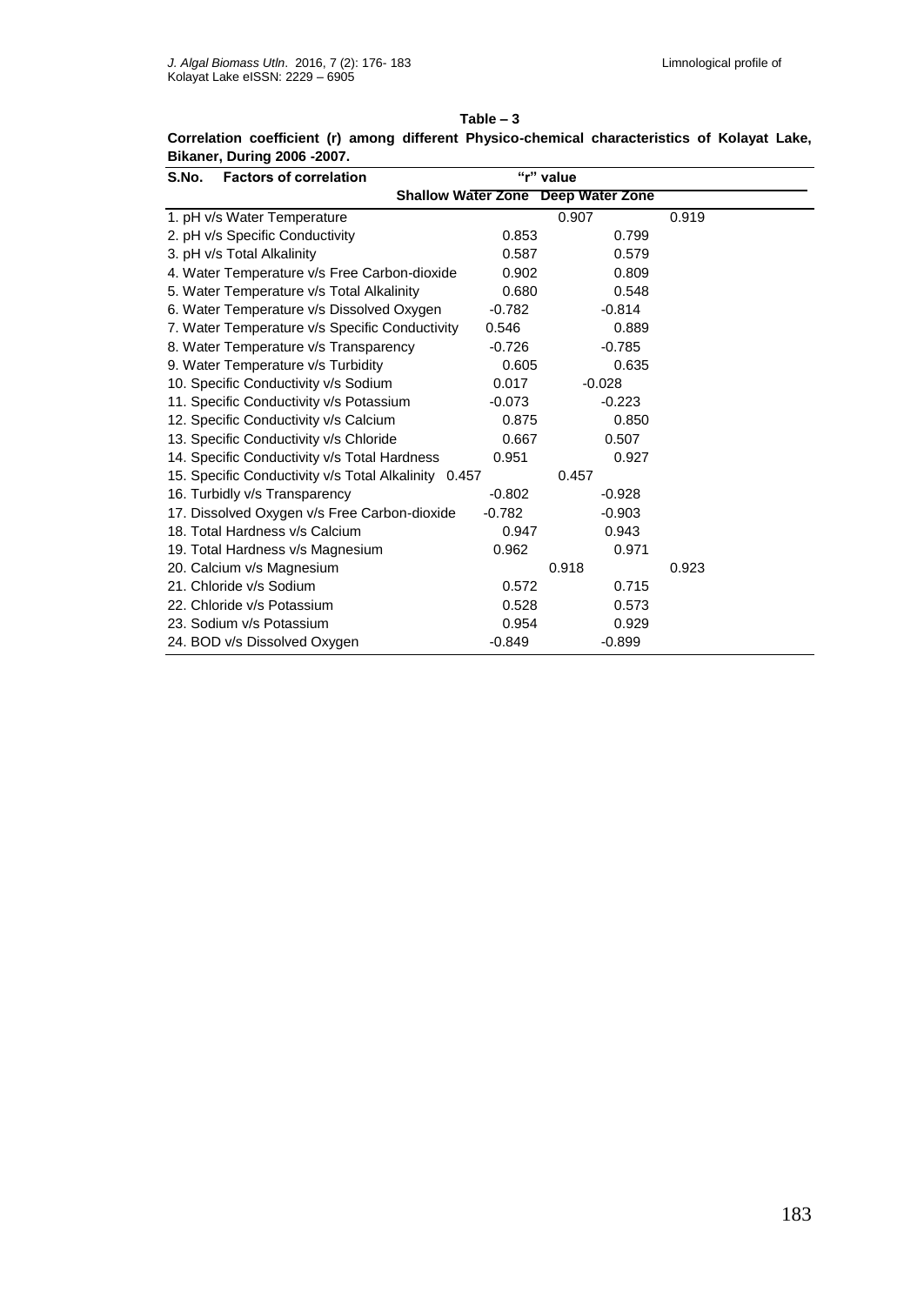**Table – 3**

**Correlation coefficient (r) among different Physico-chemical characteristics of Kolayat Lake, Bikaner, During 2006 -2007.**

| S.No. Factors of correlation | "r" value | |
|---|---|---|
| | Shallow Water Zone | Deep Water Zone |
| 1. pH v/s Water Temperature | 0.907 | 0.919 |
| 2. pH v/s Specific Conductivity | 0.853 | 0.799 |
| 3. pH v/s Total Alkalinity | 0.587 | 0.579 |
| 4. Water Temperature v/s Free Carbon-dioxide | 0.902 | 0.809 |
| 5. Water Temperature v/s Total Alkalinity | 0.680 | 0.548 |
| 6. Water Temperature v/s Dissolved Oxygen | -0.782 | -0.814 |
| 7. Water Temperature v/s Specific Conductivity | 0.546 | 0.889 |
| 8. Water Temperature v/s Transparency | -0.726 | -0.785 |
| 9. Water Temperature v/s Turbidity | 0.605 | 0.635 |
| 10. Specific Conductivity v/s Sodium | 0.017 | -0.028 |
| 11. Specific Conductivity v/s Potassium | -0.073 | -0.223 |
| 12. Specific Conductivity v/s Calcium | 0.875 | 0.850 |
| 13. Specific Conductivity v/s Chloride | 0.667 | 0.507 |
| 14. Specific Conductivity v/s Total Hardness | 0.951 | 0.927 |
| 15. Specific Conductivity v/s Total Alkalinity | 0.457 | 0.457 |
| 16. Turbidly v/s Transparency | -0.802 | -0.928 |
| 17. Dissolved Oxygen v/s Free Carbon-dioxide | -0.782 | -0.903 |
| 18. Total Hardness v/s Calcium | 0.947 | 0.943 |
| 19. Total Hardness v/s Magnesium | 0.962 | 0.971 |
| 20. Calcium v/s Magnesium | 0.918 | 0.923 |
| 21. Chloride v/s Sodium | 0.572 | 0.715 |
| 22. Chloride v/s Potassium | 0.528 | 0.573 |
| 23. Sodium v/s Potassium | 0.954 | 0.929 |
| 24. BOD v/s Dissolved Oxygen | -0.849 | -0.899 |